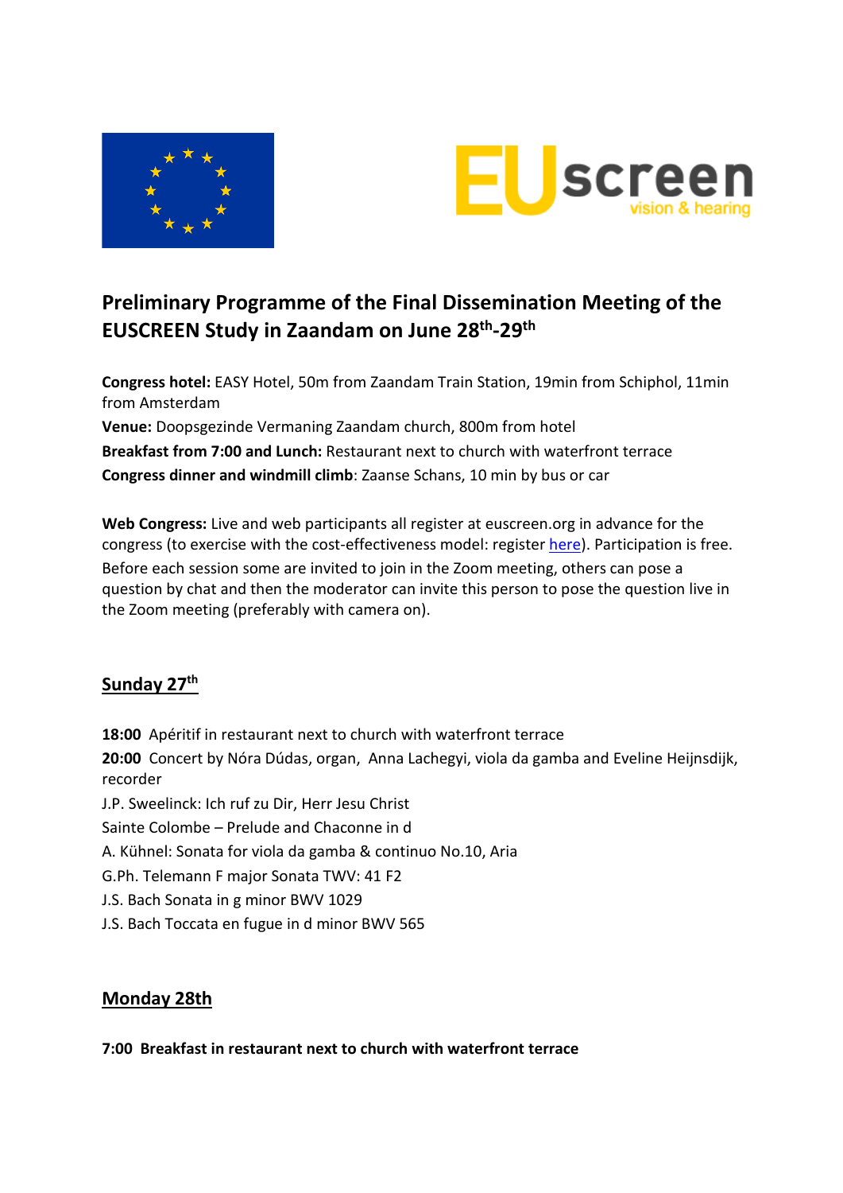# Preliminary Programme of the Final Dissemination Meeting of the EUSCREEN Study in Zaandam on June 28th-29th

**Congress hotel:** EASY Hotel, 50m from Zaandam Train Station, 19min from Schiphol, 11min from Amsterdam
**Venue:** Doopsgezinde Vermaning Zaandam church, 800m from hotel
**Breakfast from 7:00 and Lunch:** Restaurant next to church with waterfront terrace
**Congress dinner and windmill climb**: Zaanse Schans, 10 min by bus or car

**Web Congress:** Live and web participants all register at euscreen.org in advance for the congress (to exercise with the cost-effectiveness model: register here). Participation is free. Before each session some are invited to join in the Zoom meeting, others can pose a question by chat and then the moderator can invite this person to pose the question live in the Zoom meeting (preferably with camera on).

## Sunday 27th

**18:00** Apéritif in restaurant next to church with waterfront terrace
**20:00** Concert by Nóra Dúdas, organ, Anna Lachegyi, viola da gamba and Eveline Heijnsdijk, recorder
J.P. Sweelinck: Ich ruf zu Dir, Herr Jesu Christ
Sainte Colombe – Prelude and Chaconne in d
A. Kühnel: Sonata for viola da gamba & continuo No.10, Aria
G.Ph. Telemann F major Sonata TWV: 41 F2
J.S. Bach Sonata in g minor BWV 1029
J.S. Bach Toccata en fugue in d minor BWV 565

## Monday 28th

**7:00 Breakfast in restaurant next to church with waterfront terrace**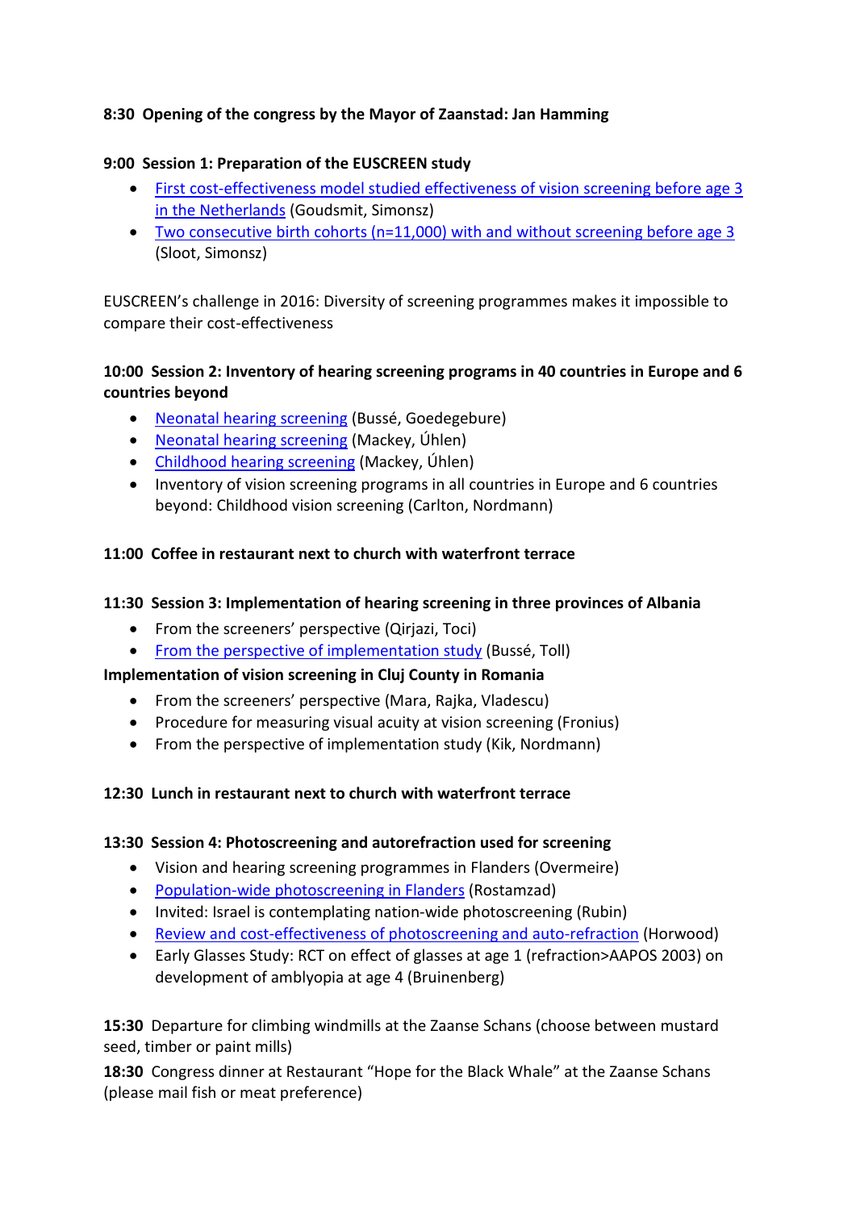**8:30  Opening of the congress by the Mayor of Zaanstad: Jan Hamming**

**9:00  Session 1: Preparation of the EUSCREEN study**

- First cost-effectiveness model studied effectiveness of vision screening before age 3 in the Netherlands (Goudsmit, Simonsz)
- Two consecutive birth cohorts (n=11,000) with and without screening before age 3 (Sloot, Simonsz)

EUSCREEN's challenge in 2016: Diversity of screening programmes makes it impossible to compare their cost-effectiveness

**10:00  Session 2: Inventory of hearing screening programs in 40 countries in Europe and 6 countries beyond**

- Neonatal hearing screening (Bussé, Goedegebure)
- Neonatal hearing screening (Mackey, Úhlen)
- Childhood hearing screening (Mackey, Úhlen)
- Inventory of vision screening programs in all countries in Europe and 6 countries beyond: Childhood vision screening (Carlton, Nordmann)

**11:00  Coffee in restaurant next to church with waterfront terrace**

**11:30  Session 3: Implementation of hearing screening in three provinces of Albania**

- From the screeners' perspective (Qirjazi, Toci)
- From the perspective of implementation study (Bussé, Toll)

**Implementation of vision screening in Cluj County in Romania**

- From the screeners' perspective (Mara, Rajka, Vladescu)
- Procedure for measuring visual acuity at vision screening (Fronius)
- From the perspective of implementation study (Kik, Nordmann)

**12:30  Lunch in restaurant next to church with waterfront terrace**

**13:30  Session 4: Photoscreening and autorefraction used for screening**

- Vision and hearing screening programmes in Flanders (Overmeire)
- Population-wide photoscreening in Flanders (Rostamzad)
- Invited: Israel is contemplating nation-wide photoscreening (Rubin)
- Review and cost-effectiveness of photoscreening and auto-refraction (Horwood)
- Early Glasses Study: RCT on effect of glasses at age 1 (refraction>AAPOS 2003) on development of amblyopia at age 4 (Bruinenberg)

**15:30** Departure for climbing windmills at the Zaanse Schans (choose between mustard seed, timber or paint mills)

**18:30** Congress dinner at Restaurant "Hope for the Black Whale" at the Zaanse Schans (please mail fish or meat preference)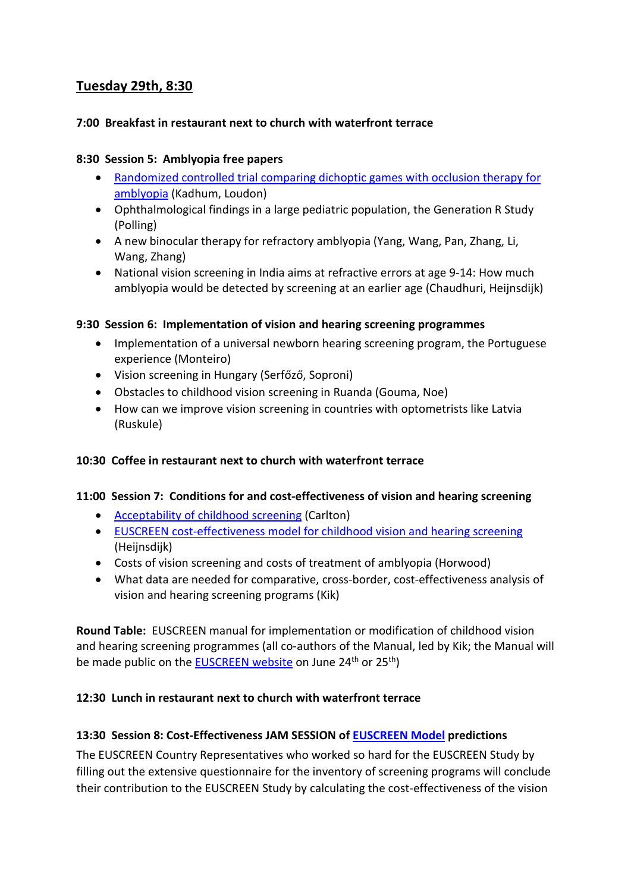## Tuesday 29th, 8:30

**7:00 Breakfast in restaurant next to church with waterfront terrace**

**8:30 Session 5: Amblyopia free papers**

- Randomized controlled trial comparing dichoptic games with occlusion therapy for amblyopia (Kadhum, Loudon)
- Ophthalmological findings in a large pediatric population, the Generation R Study (Polling)
- A new binocular therapy for refractory amblyopia (Yang, Wang, Pan, Zhang, Li, Wang, Zhang)
- National vision screening in India aims at refractive errors at age 9-14: How much amblyopia would be detected by screening at an earlier age (Chaudhuri, Heijnsdijk)

**9:30 Session 6: Implementation of vision and hearing screening programmes**

- Implementation of a universal newborn hearing screening program, the Portuguese experience (Monteiro)
- Vision screening in Hungary (Serfőző, Soproni)
- Obstacles to childhood vision screening in Ruanda (Gouma, Noe)
- How can we improve vision screening in countries with optometrists like Latvia (Ruskule)

**10:30 Coffee in restaurant next to church with waterfront terrace**

**11:00 Session 7: Conditions for and cost-effectiveness of vision and hearing screening**

- Acceptability of childhood screening (Carlton)
- EUSCREEN cost-effectiveness model for childhood vision and hearing screening (Heijnsdijk)
- Costs of vision screening and costs of treatment of amblyopia (Horwood)
- What data are needed for comparative, cross-border, cost-effectiveness analysis of vision and hearing screening programs (Kik)

**Round Table:** EUSCREEN manual for implementation or modification of childhood vision and hearing screening programmes (all co-authors of the Manual, led by Kik; the Manual will be made public on the EUSCREEN website on June 24th or 25th)

**12:30 Lunch in restaurant next to church with waterfront terrace**

**13:30 Session 8: Cost-Effectiveness JAM SESSION of EUSCREEN Model predictions**

The EUSCREEN Country Representatives who worked so hard for the EUSCREEN Study by filling out the extensive questionnaire for the inventory of screening programs will conclude their contribution to the EUSCREEN Study by calculating the cost-effectiveness of the vision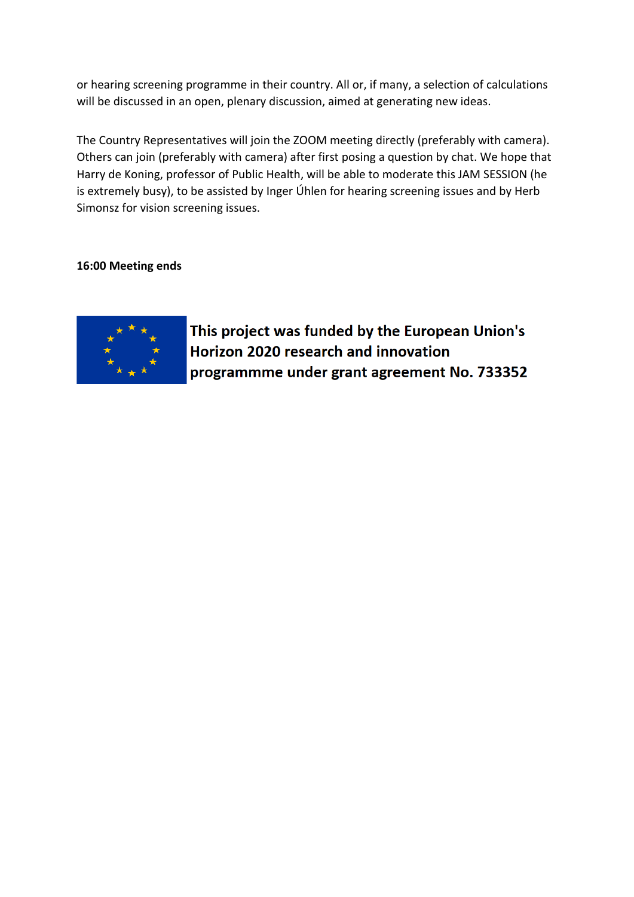or hearing screening programme in their country. All or, if many, a selection of calculations will be discussed in an open, plenary discussion, aimed at generating new ideas.

The Country Representatives will join the ZOOM meeting directly (preferably with camera). Others can join (preferably with camera) after first posing a question by chat. We hope that Harry de Koning, professor of Public Health, will be able to moderate this JAM SESSION (he is extremely busy), to be assisted by Inger Úhlen for hearing screening issues and by Herb Simonsz for vision screening issues.

**16:00 Meeting ends**

**This project was funded by the European Union's Horizon 2020 research and innovation programmme under grant agreement No. 733352**